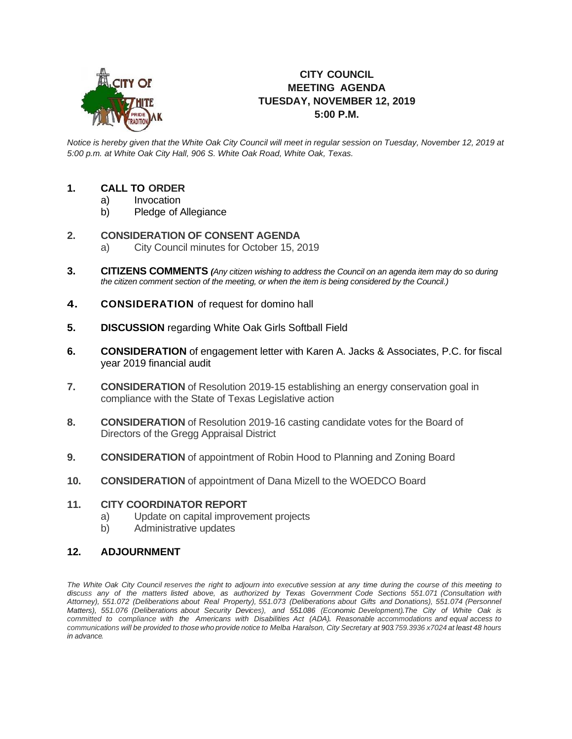# CITY COUNCIL MEETING AGENDA TUESDAY, NOVEMBER 12, 2019 5:00 P.M.

*Notice is hereby given that the White Oak City Council will meet in regular session on Tuesday, November 12, 2019 at 5:00 p.m. at White Oak City Hall, 906 S. White Oak Road, White Oak, Texas.*

**1. CALL TO ORDER**
   a) Invocation
   b) Pledge of Allegiance

**2. CONSIDERATION OF CONSENT AGENDA**
   a) City Council minutes for October 15, 2019

**3. CITIZENS COMMENTS** *(Any citizen wishing to address the Council on an agenda item may do so during the citizen comment section of the meeting, or when the item is being considered by the Council.)*

**4. CONSIDERATION** of request for domino hall

**5. DISCUSSION** regarding White Oak Girls Softball Field

**6. CONSIDERATION** of engagement letter with Karen A. Jacks & Associates, P.C. for fiscal year 2019 financial audit

**7. CONSIDERATION** of Resolution 2019-15 establishing an energy conservation goal in compliance with the State of Texas Legislative action

**8. CONSIDERATION** of Resolution 2019-16 casting candidate votes for the Board of Directors of the Gregg Appraisal District

**9. CONSIDERATION** of appointment of Robin Hood to Planning and Zoning Board

**10. CONSIDERATION** of appointment of Dana Mizell to the WOEDCO Board

**11. CITY COORDINATOR REPORT**
   a) Update on capital improvement projects
   b) Administrative updates

**12. ADJOURNMENT**

*The White Oak City Council reserves the right to adjourn into executive session at any time during the course of this meeting to discuss any of the matters listed above, as authorized by Texas Government Code Sections 551.071 (Consultation with Attorney), 551.072 (Deliberations about Real Property), 551.073 (Deliberations about Gifts and Donations), 551.074 (Personnel Matters), 551.076 (Deliberations about Security Devices), and 551.086 (Economic Development). The City of White Oak is committed to compliance with the Americans with Disabilities Act (ADA). Reasonable accommodations and equal access to communications will be provided to those who provide notice to Melba Haralson, City Secretary at 903.759.3936 x7024 at least 48 hours in advance.*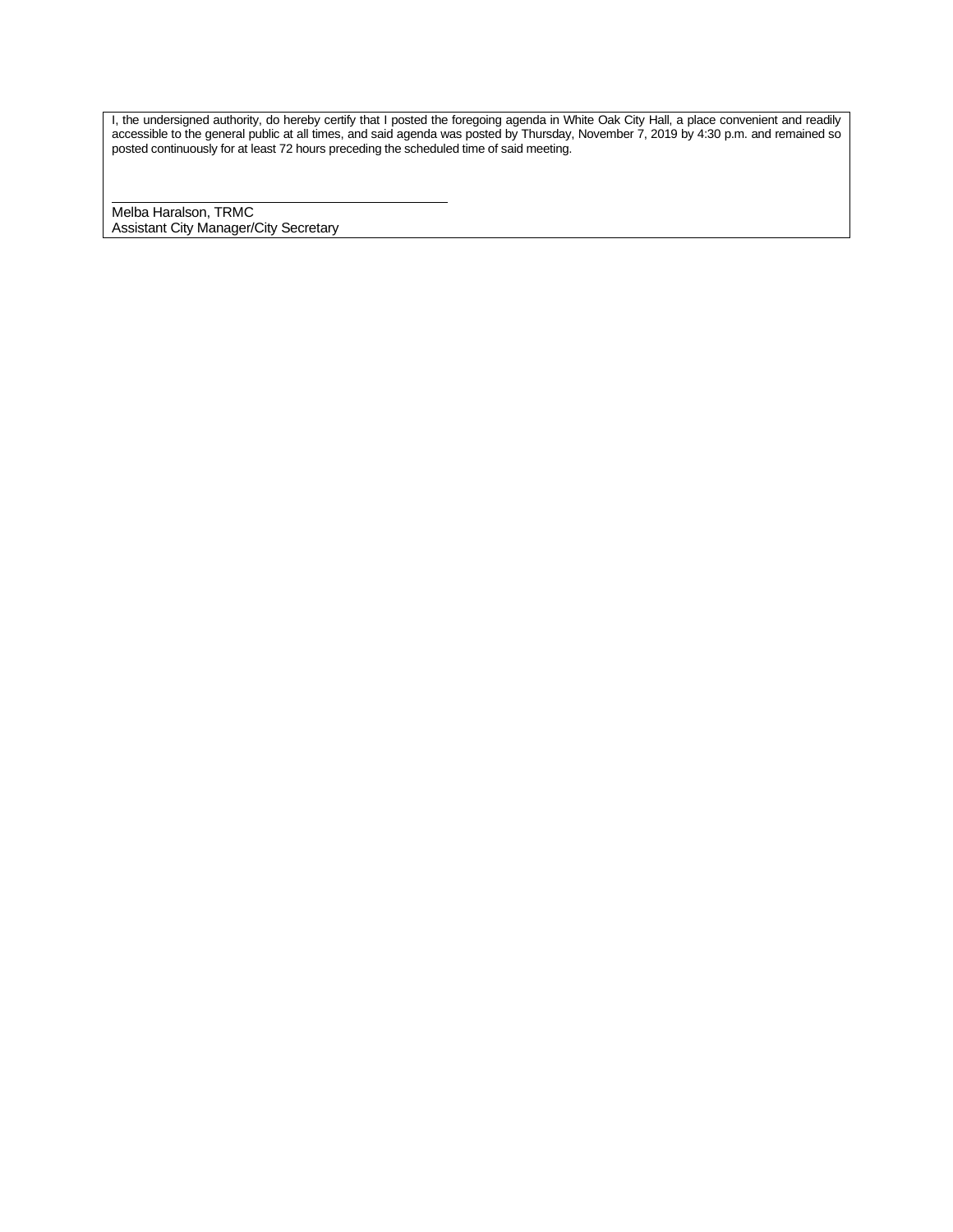I, the undersigned authority, do hereby certify that I posted the foregoing agenda in White Oak City Hall, a place convenient and readily accessible to the general public at all times, and said agenda was posted by Thursday, November 7, 2019 by 4:30 p.m. and remained so posted continuously for at least 72 hours preceding the scheduled time of said meeting.

\_\_\_\_\_\_\_\_\_\_\_\_\_\_\_\_\_\_\_\_\_\_\_\_\_\_\_\_\_\_\_\_\_\_\_\_\_\_\_\_

Melba Haralson, TRMC
Assistant City Manager/City Secretary